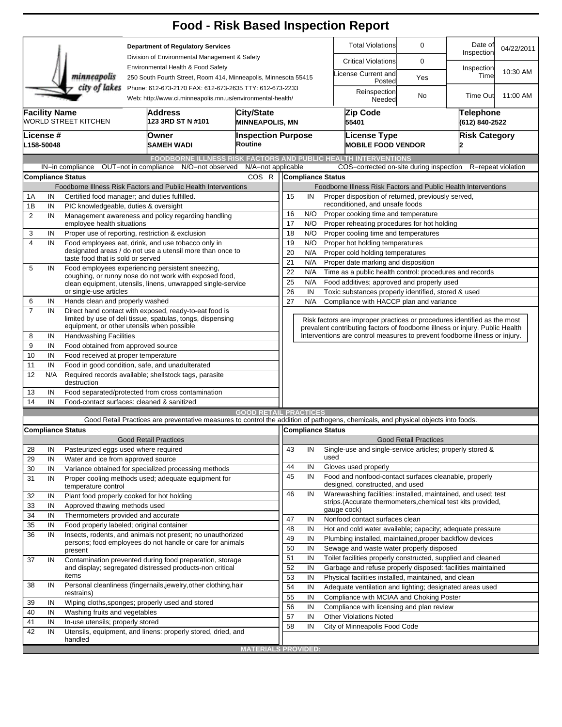# Food - Risk Based Inspection Report

Department of Regulatory Services
Division of Environmental Management & Safety
Environmental Health & Food Safety
250 South Fourth Street, Room 414, Minneapolis, Minnesota 55415
Phone: 612-673-2170 FAX: 612-673-2635 TTY: 612-673-2233
Web: http://www.ci.minneapolis.mn.us/environmental-health/

| | | | |
|---|---|---|---|
| Total Violations | 0 | Date of Inspection | 04/22/2011 |
| Critical Violations | 0 | Inspection Time | 10:30 AM |
| License Current and Posted | Yes | | |
| Reinspection Needed | No | Time Out | 11:00 AM |

| Facility Name | Address | City/State | Zip Code | Telephone |
|---|---|---|---|---|
| WORLD STREET KITCHEN | 123 3RD ST N #101 | MINNEAPOLIS, MN | 55401 | (612) 840-2522 |

| License # | Owner | Inspection Purpose | License Type | Risk Category |
|---|---|---|---|---|
| L158-50048 | SAMEH WADI | Routine | MOBILE FOOD VENDOR | 2 |

## FOODBORNE ILLNESS RISK FACTORS AND PUBLIC HEALTH INTERVENTIONS

IN=in compliance OUT=not in compliance N/O=not observed N/A=not applicable COS=corrected on-site during inspection R=repeat violation

**Compliance Status**

Foodborne Illness Risk Factors and Public Health Interventions

| # | Status | Item | COS | R |
|---|---|---|---|---|
| 1A | IN | Certified food manager; and duties fulfilled. | | |
| 1B | IN | PIC knowledgeable, duties & oversight | | |
| 2 | IN | Management awareness and policy regarding handling employee health situations | | |
| 3 | IN | Proper use of reporting, restriction & exclusion | | |
| 4 | IN | Food employees eat, drink, and use tobacco only in designated areas / do not use a utensil more than once to taste food that is sold or served | | |
| 5 | IN | Food employees experiencing persistent sneezing, coughing, or runny nose do not work with exposed food, clean equipment, utensils, linens, unwrapped single-service or single-use articles | | |
| 6 | IN | Hands clean and properly washed | | |
| 7 | IN | Direct hand contact with exposed, ready-to-eat food is limited by use of deli tissue, spatulas, tongs, dispensing equipment, or other utensils when possible | | |
| 8 | IN | Handwashing Facilities | | |
| 9 | IN | Food obtained from approved source | | |
| 10 | IN | Food received at proper temperature | | |
| 11 | IN | Food in good condition, safe, and unadulterated | | |
| 12 | N/A | Required records available; shellstock tags, parasite destruction | | |
| 13 | IN | Food separated/protected from cross contamination | | |
| 14 | IN | Food-contact surfaces: cleaned & sanitized | | |
| 15 | IN | Proper disposition of returned, previously served, reconditioned, and unsafe foods | | |
| 16 | N/O | Proper cooking time and temperature | | |
| 17 | N/O | Proper reheating procedures for hot holding | | |
| 18 | N/O | Proper cooling time and temperatures | | |
| 19 | N/O | Proper hot holding temperatures | | |
| 20 | N/A | Proper cold holding temperatures | | |
| 21 | N/A | Proper date marking and disposition | | |
| 22 | N/A | Time as a public health control: procedures and records | | |
| 25 | N/A | Food additives; approved and properly used | | |
| 26 | IN | Toxic substances properly identified, stored & used | | |
| 27 | N/A | Compliance with HACCP plan and variance | | |

Risk factors are improper practices or procedures identified as the most prevalent contributing factors of foodborne illness or injury. Public Health Interventions are control measures to prevent foodborne illness or injury.

## GOOD RETAIL PRACTICES

Good Retail Practices are preventative measures to control the addition of pathogens, chemicals, and physical objects into foods.

**Compliance Status**

| # | Status | Good Retail Practices |
|---|---|---|
| 28 | IN | Pasteurized eggs used where required |
| 29 | IN | Water and ice from approved source |
| 30 | IN | Variance obtained for specialized processing methods |
| 31 | IN | Proper cooling methods used; adequate equipment for temperature control |
| 32 | IN | Plant food properly cooked for hot holding |
| 33 | IN | Approved thawing methods used |
| 34 | IN | Thermometers provided and accurate |
| 35 | IN | Food properly labeled; original container |
| 36 | IN | Insects, rodents, and animals not present; no unauthorized persons; food employees do not handle or care for animals present |
| 37 | IN | Contamination prevented during food preparation, storage and display; segregated distressed products-non critical items |
| 38 | IN | Personal cleanliness (fingernails,jewelry,other clothing,hair restrains) |
| 39 | IN | Wiping cloths,sponges; properly used and stored |
| 40 | IN | Washing fruits and vegetables |
| 41 | IN | In-use utensils; properly stored |
| 42 | IN | Utensils, equipment, and linens: properly stored, dried, and handled |
| 43 | IN | Single-use and single-service articles; properly stored & used |
| 44 | IN | Gloves used properly |
| 45 | IN | Food and nonfood-contact surfaces cleanable, properly designed, constructed, and used |
| 46 | IN | Warewashing facilities: installed, maintained, and used; test strips.(Accurate thermometers,chemical test kits provided, gauge cock) |
| 47 | IN | Nonfood contact surfaces clean |
| 48 | IN | Hot and cold water available; capacity; adequate pressure |
| 49 | IN | Plumbing installed, maintained,proper backflow devices |
| 50 | IN | Sewage and waste water properly disposed |
| 51 | IN | Toilet facilities properly constructed, supplied and cleaned |
| 52 | IN | Garbage and refuse properly disposed: facilities maintained |
| 53 | IN | Physical facilities installed, maintained, and clean |
| 54 | IN | Adequate ventilation and lighting; designated areas used |
| 55 | IN | Compliance with MCIAA and Choking Poster |
| 56 | IN | Compliance with licensing and plan review |
| 57 | IN | Other Violations Noted |
| 58 | IN | City of Minneapolis Food Code |

## MATERIALS PROVIDED: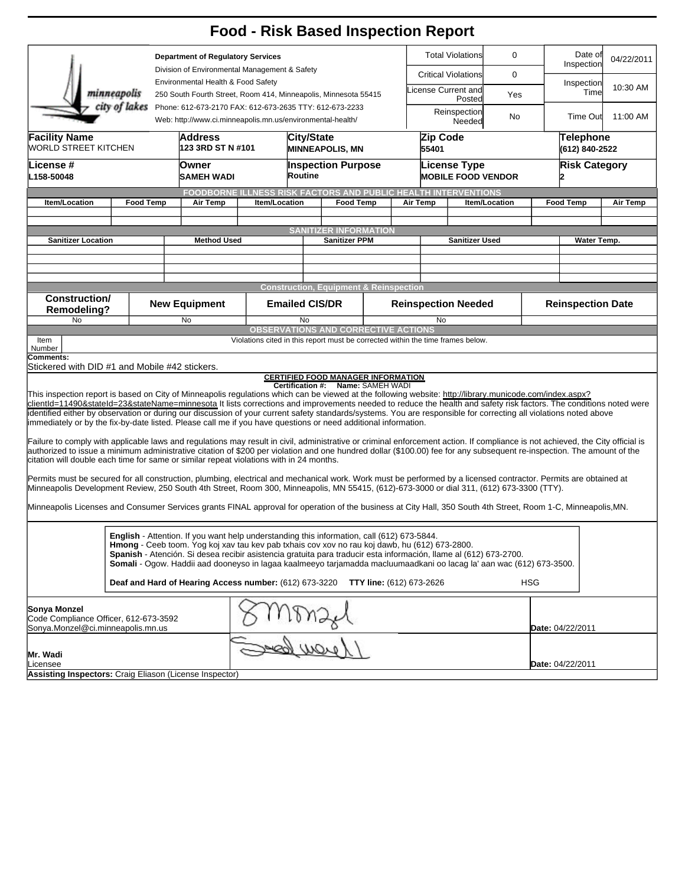# Food - Risk Based Inspection Report

**Department of Regulatory Services**
Division of Environmental Management & Safety
Environmental Health & Food Safety
250 South Fourth Street, Room 414, Minneapolis, Minnesota 55415
Phone: 612-673-2170 FAX: 612-673-2635 TTY: 612-673-2233
Web: http://www.ci.minneapolis.mn.us/environmental-health/

| | | | |
|---|---|---|---|
| Total Violations | 0 | Date of Inspection | 04/22/2011 |
| Critical Violations | 0 | Inspection Time | 10:30 AM |
| License Current and Posted | Yes | | |
| Reinspection Needed | No | Time Out | 11:00 AM |

| Facility Name | Address | City/State | Zip Code | Telephone |
|---|---|---|---|---|
| WORLD STREET KITCHEN | 123 3RD ST N #101 | MINNEAPOLIS, MN | 55401 | (612) 840-2522 |

| License # | Owner | Inspection Purpose | License Type | Risk Category |
|---|---|---|---|---|
| L158-50048 | SAMEH WADI | Routine | MOBILE FOOD VENDOR | 2 |

## FOODBORNE ILLNESS RISK FACTORS AND PUBLIC HEALTH INTERVENTIONS

| Item/Location | Food Temp | Air Temp | Item/Location | Food Temp | Air Temp | Item/Location | Food Temp | Air Temp |
|---|---|---|---|---|---|---|---|---|
| | | | | | | | | |

## SANITIZER INFORMATION

| Sanitizer Location | Method Used | Sanitizer PPM | Sanitizer Used | Water Temp. |
|---|---|---|---|---|
| | | | | |

## Construction, Equipment & Reinspection

| Construction/ Remodeling? | New Equipment | Emailed CIS/DR | Reinspection Needed | Reinspection Date |
|---|---|---|---|---|
| No | No | No | No | |

## OBSERVATIONS AND CORRECTIVE ACTIONS

| Item Number | Violations cited in this report must be corrected within the time frames below. |
|---|---|
| | |

**Comments:**
Stickered with DID #1 and Mobile #42 stickers.

**CERTIFIED FOOD MANAGER INFORMATION**
**Certification #: Name:** SAMEH WADI

This inspection report is based on City of Minneapolis regulations which can be viewed at the following website: http://library.municode.com/index.aspx?clientId=11490&stateId=23&stateName=minnesota It lists corrections and improvements needed to reduce the health and safety risk factors. The conditions noted were identified either by observation or during our discussion of your current safety standards/systems. You are responsible for correcting all violations noted above immediately or by the fix-by-date listed. Please call me if you have questions or need additional information.

Failure to comply with applicable laws and regulations may result in civil, administrative or criminal enforcement action. If compliance is not achieved, the City official is authorized to issue a minimum administrative citation of $200 per violation and one hundred dollar ($100.00) fee for any subsequent re-inspection. The amount of the citation will double each time for same or similar repeat violations with in 24 months.

Permits must be secured for all construction, plumbing, electrical and mechanical work. Work must be performed by a licensed contractor. Permits are obtained at Minneapolis Development Review, 250 South 4th Street, Room 300, Minneapolis, MN 55415, (612)-673-3000 or dial 311, (612) 673-3300 (TTY).

Minneapolis Licenses and Consumer Services grants FINAL approval for operation of the business at City Hall, 350 South 4th Street, Room 1-C, Minneapolis,MN.

**English** - Attention. If you want help understanding this information, call (612) 673-5844.
**Hmong** - Ceeb toom. Yog koj xav tau kev pab txhais cov xov no rau koj dawb, hu (612) 673-2800.
**Spanish** - Atención. Si desea recibir asistencia gratuita para traducir esta información, llame al (612) 673-2700.
**Somali** - Ogow. Haddii aad dooneyso in lagaa kaalmeeyo tarjamadda macluumaadkani oo lacag la' aan wac (612) 673-3500.

**Deaf and Hard of Hearing Access number:** (612) 673-3220 **TTY line:** (612) 673-2626 HSG

**Sonya Monzel**
Code Compliance Officer, 612-673-3592
Sonya.Monzel@ci.minneapolis.mn.us
**Date:** 04/22/2011

**Mr. Wadi**
Licensee
**Date:** 04/22/2011

**Assisting Inspectors:** Craig Eliason (License Inspector)